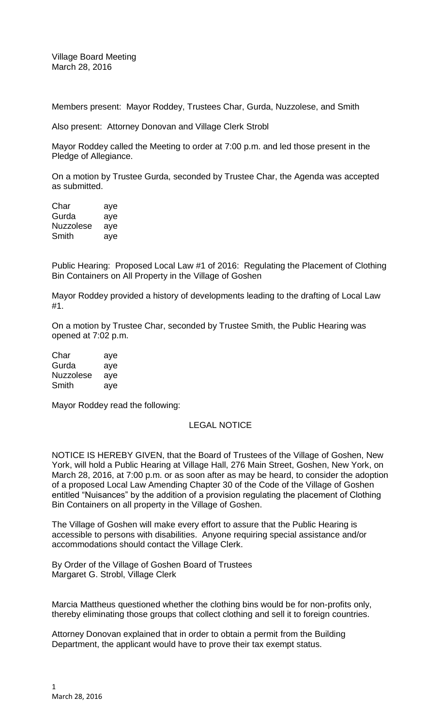Village Board Meeting
March 28, 2016

Members present: Mayor Roddey, Trustees Char, Gurda, Nuzzolese, and Smith

Also present: Attorney Donovan and Village Clerk Strobl

Mayor Roddey called the Meeting to order at 7:00 p.m. and led those present in the Pledge of Allegiance.

On a motion by Trustee Gurda, seconded by Trustee Char, the Agenda was accepted as submitted.

| | |
|---|---|
| Char | aye |
| Gurda | aye |
| Nuzzolese | aye |
| Smith | aye |

Public Hearing: Proposed Local Law #1 of 2016: Regulating the Placement of Clothing Bin Containers on All Property in the Village of Goshen

Mayor Roddey provided a history of developments leading to the drafting of Local Law #1.

On a motion by Trustee Char, seconded by Trustee Smith, the Public Hearing was opened at 7:02 p.m.

| | |
|---|---|
| Char | aye |
| Gurda | aye |
| Nuzzolese | aye |
| Smith | aye |

Mayor Roddey read the following:

LEGAL NOTICE

NOTICE IS HEREBY GIVEN, that the Board of Trustees of the Village of Goshen, New York, will hold a Public Hearing at Village Hall, 276 Main Street, Goshen, New York, on March 28, 2016, at 7:00 p.m. or as soon after as may be heard, to consider the adoption of a proposed Local Law Amending Chapter 30 of the Code of the Village of Goshen entitled "Nuisances" by the addition of a provision regulating the placement of Clothing Bin Containers on all property in the Village of Goshen.

The Village of Goshen will make every effort to assure that the Public Hearing is accessible to persons with disabilities. Anyone requiring special assistance and/or accommodations should contact the Village Clerk.

By Order of the Village of Goshen Board of Trustees
Margaret G. Strobl, Village Clerk

Marcia Mattheus questioned whether the clothing bins would be for non-profits only, thereby eliminating those groups that collect clothing and sell it to foreign countries.

Attorney Donovan explained that in order to obtain a permit from the Building Department, the applicant would have to prove their tax exempt status.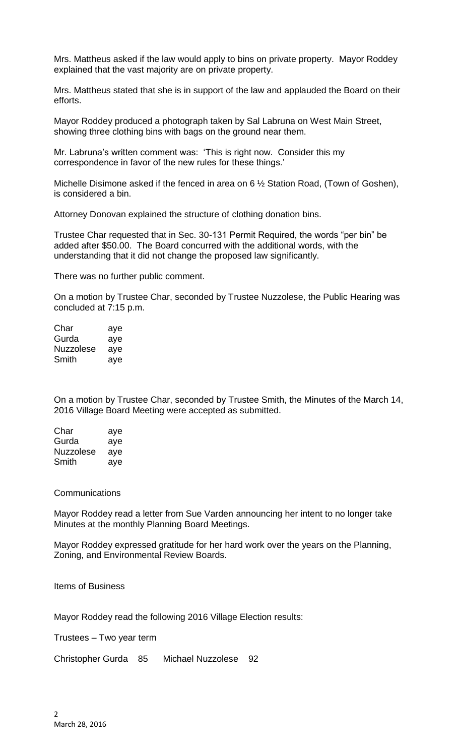Mrs. Mattheus asked if the law would apply to bins on private property. Mayor Roddey explained that the vast majority are on private property.

Mrs. Mattheus stated that she is in support of the law and applauded the Board on their efforts.

Mayor Roddey produced a photograph taken by Sal Labruna on West Main Street, showing three clothing bins with bags on the ground near them.

Mr. Labruna's written comment was: 'This is right now. Consider this my correspondence in favor of the new rules for these things.'

Michelle Disimone asked if the fenced in area on 6 ½ Station Road, (Town of Goshen), is considered a bin.

Attorney Donovan explained the structure of clothing donation bins.

Trustee Char requested that in Sec. 30-131 Permit Required, the words "per bin" be added after $50.00. The Board concurred with the additional words, with the understanding that it did not change the proposed law significantly.

There was no further public comment.

On a motion by Trustee Char, seconded by Trustee Nuzzolese, the Public Hearing was concluded at 7:15 p.m.

| | |
|---|---|
| Char | aye |
| Gurda | aye |
| Nuzzolese | aye |
| Smith | aye |

On a motion by Trustee Char, seconded by Trustee Smith, the Minutes of the March 14, 2016 Village Board Meeting were accepted as submitted.

| | |
|---|---|
| Char | aye |
| Gurda | aye |
| Nuzzolese | aye |
| Smith | aye |

Communications

Mayor Roddey read a letter from Sue Varden announcing her intent to no longer take Minutes at the monthly Planning Board Meetings.

Mayor Roddey expressed gratitude for her hard work over the years on the Planning, Zoning, and Environmental Review Boards.

Items of Business

Mayor Roddey read the following 2016 Village Election results:

Trustees – Two year term

Christopher Gurda 85 Michael Nuzzolese 92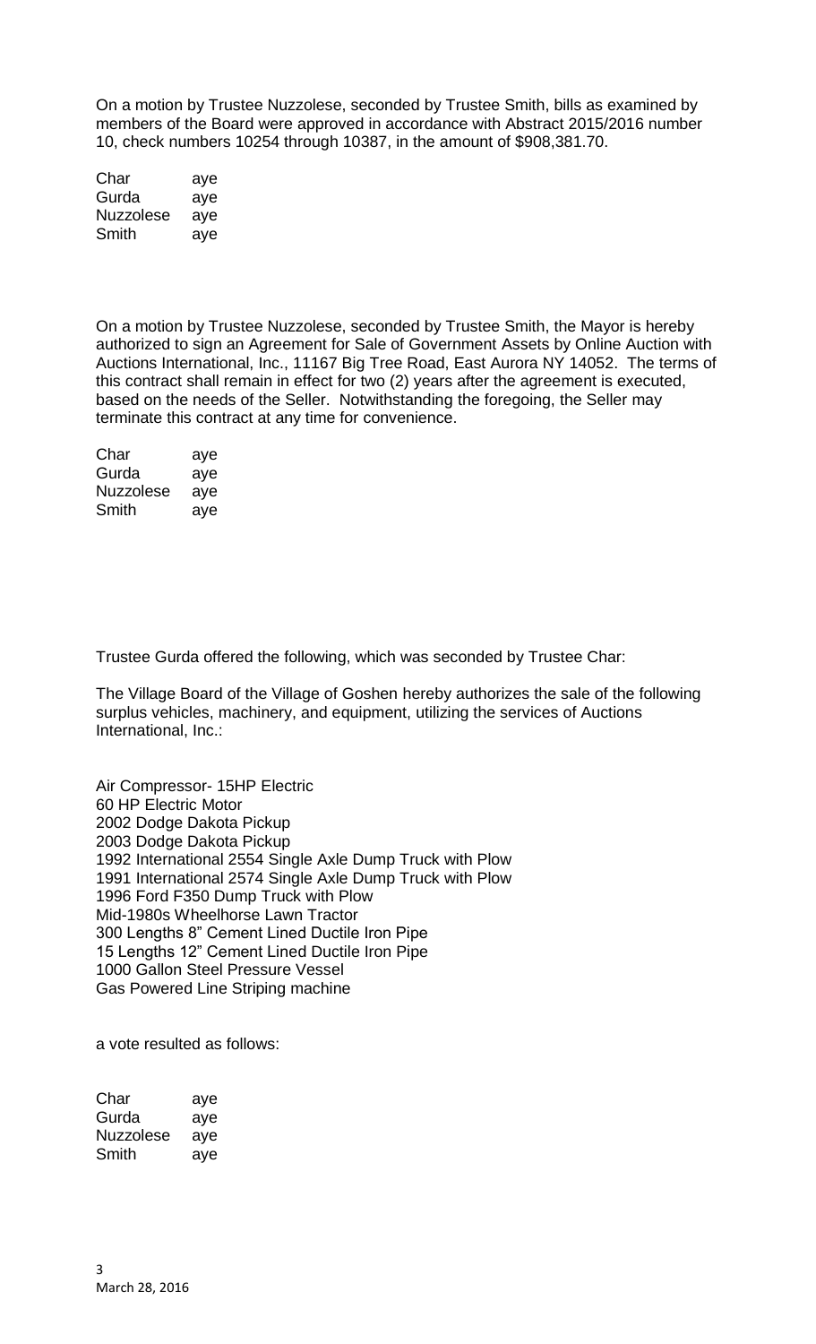On a motion by Trustee Nuzzolese, seconded by Trustee Smith, bills as examined by members of the Board were approved in accordance with Abstract 2015/2016 number 10, check numbers 10254 through 10387, in the amount of $908,381.70.

| | |
|---|---|
| Char | aye |
| Gurda | aye |
| Nuzzolese | aye |
| Smith | aye |

On a motion by Trustee Nuzzolese, seconded by Trustee Smith, the Mayor is hereby authorized to sign an Agreement for Sale of Government Assets by Online Auction with Auctions International, Inc., 11167 Big Tree Road, East Aurora NY 14052. The terms of this contract shall remain in effect for two (2) years after the agreement is executed, based on the needs of the Seller. Notwithstanding the foregoing, the Seller may terminate this contract at any time for convenience.

| | |
|---|---|
| Char | aye |
| Gurda | aye |
| Nuzzolese | aye |
| Smith | aye |

Trustee Gurda offered the following, which was seconded by Trustee Char:

The Village Board of the Village of Goshen hereby authorizes the sale of the following surplus vehicles, machinery, and equipment, utilizing the services of Auctions International, Inc.:

Air Compressor- 15HP Electric
60 HP Electric Motor
2002 Dodge Dakota Pickup
2003 Dodge Dakota Pickup
1992 International 2554 Single Axle Dump Truck with Plow
1991 International 2574 Single Axle Dump Truck with Plow
1996 Ford F350 Dump Truck with Plow
Mid-1980s Wheelhorse Lawn Tractor
300 Lengths 8" Cement Lined Ductile Iron Pipe
15 Lengths 12" Cement Lined Ductile Iron Pipe
1000 Gallon Steel Pressure Vessel
Gas Powered Line Striping machine

a vote resulted as follows:

| | |
|---|---|
| Char | aye |
| Gurda | aye |
| Nuzzolese | aye |
| Smith | aye |

March 28, 2016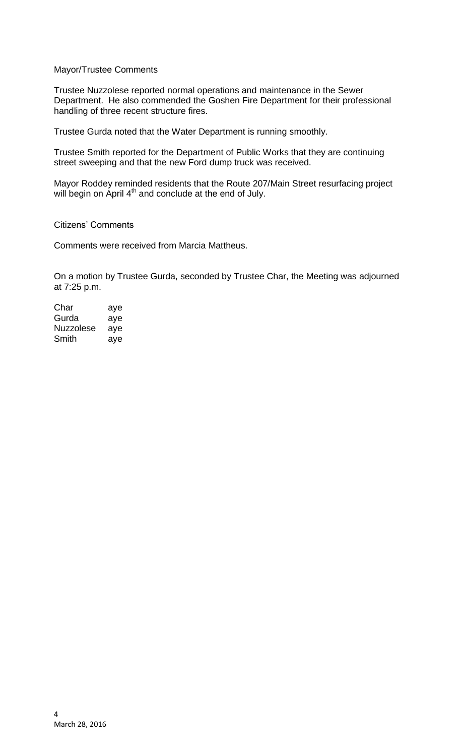Mayor/Trustee Comments

Trustee Nuzzolese reported normal operations and maintenance in the Sewer Department. He also commended the Goshen Fire Department for their professional handling of three recent structure fires.

Trustee Gurda noted that the Water Department is running smoothly.

Trustee Smith reported for the Department of Public Works that they are continuing street sweeping and that the new Ford dump truck was received.

Mayor Roddey reminded residents that the Route 207/Main Street resurfacing project will begin on April 4th and conclude at the end of July.

Citizens' Comments

Comments were received from Marcia Mattheus.

On a motion by Trustee Gurda, seconded by Trustee Char, the Meeting was adjourned at 7:25 p.m.

| | |
|---|---|
| Char | aye |
| Gurda | aye |
| Nuzzolese | aye |
| Smith | aye |